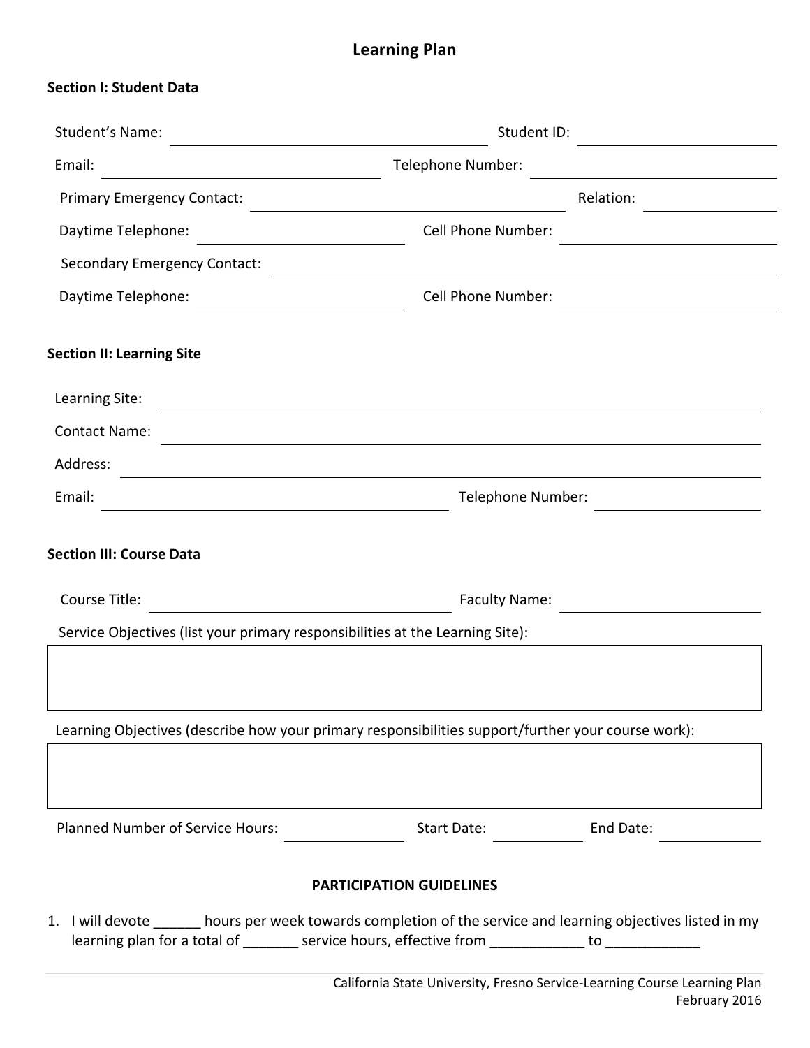# Learning Plan

## Section I: Student Data

Student's Name: ______________________ Student ID: ______________________

Email: ______________________ Telephone Number: ______________________

Primary Emergency Contact: ______________________ Relation: ______________________

Daytime Telephone: ______________________ Cell Phone Number: ______________________

Secondary Emergency Contact: ______________________

Daytime Telephone: ______________________ Cell Phone Number: ______________________

## Section II: Learning Site

Learning Site: ______________________

Contact Name: ______________________

Address: ______________________

Email: ______________________ Telephone Number: ______________________

## Section III: Course Data

Course Title: ______________________ Faculty Name: ______________________

Service Objectives (list your primary responsibilities at the Learning Site):

| |
|---|
| |

Learning Objectives (describe how your primary responsibilities support/further your course work):

| |
|---|
| |

Planned Number of Service Hours: ______________ Start Date: ______________ End Date: ______________

### PARTICIPATION GUIDELINES

1. I will devote ______ hours per week towards completion of the service and learning objectives listed in my learning plan for a total of _______ service hours, effective from ____________ to ____________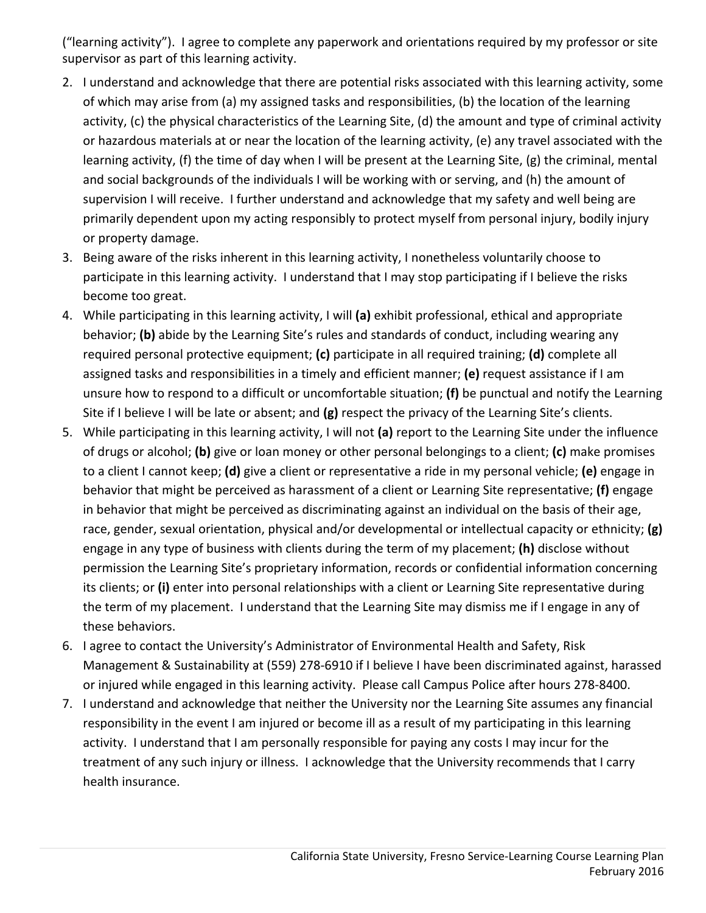("learning activity"). I agree to complete any paperwork and orientations required by my professor or site supervisor as part of this learning activity.

2. I understand and acknowledge that there are potential risks associated with this learning activity, some of which may arise from (a) my assigned tasks and responsibilities, (b) the location of the learning activity, (c) the physical characteristics of the Learning Site, (d) the amount and type of criminal activity or hazardous materials at or near the location of the learning activity, (e) any travel associated with the learning activity, (f) the time of day when I will be present at the Learning Site, (g) the criminal, mental and social backgrounds of the individuals I will be working with or serving, and (h) the amount of supervision I will receive. I further understand and acknowledge that my safety and well being are primarily dependent upon my acting responsibly to protect myself from personal injury, bodily injury or property damage.
3. Being aware of the risks inherent in this learning activity, I nonetheless voluntarily choose to participate in this learning activity. I understand that I may stop participating if I believe the risks become too great.
4. While participating in this learning activity, I will **(a)** exhibit professional, ethical and appropriate behavior; **(b)** abide by the Learning Site's rules and standards of conduct, including wearing any required personal protective equipment; **(c)** participate in all required training; **(d)** complete all assigned tasks and responsibilities in a timely and efficient manner; **(e)** request assistance if I am unsure how to respond to a difficult or uncomfortable situation; **(f)** be punctual and notify the Learning Site if I believe I will be late or absent; and **(g)** respect the privacy of the Learning Site's clients.
5. While participating in this learning activity, I will not **(a)** report to the Learning Site under the influence of drugs or alcohol; **(b)** give or loan money or other personal belongings to a client; **(c)** make promises to a client I cannot keep; **(d)** give a client or representative a ride in my personal vehicle; **(e)** engage in behavior that might be perceived as harassment of a client or Learning Site representative; **(f)** engage in behavior that might be perceived as discriminating against an individual on the basis of their age, race, gender, sexual orientation, physical and/or developmental or intellectual capacity or ethnicity; **(g)** engage in any type of business with clients during the term of my placement; **(h)** disclose without permission the Learning Site's proprietary information, records or confidential information concerning its clients; or **(i)** enter into personal relationships with a client or Learning Site representative during the term of my placement. I understand that the Learning Site may dismiss me if I engage in any of these behaviors.
6. I agree to contact the University's Administrator of Environmental Health and Safety, Risk Management & Sustainability at (559) 278-6910 if I believe I have been discriminated against, harassed or injured while engaged in this learning activity. Please call Campus Police after hours 278-8400.
7. I understand and acknowledge that neither the University nor the Learning Site assumes any financial responsibility in the event I am injured or become ill as a result of my participating in this learning activity. I understand that I am personally responsible for paying any costs I may incur for the treatment of any such injury or illness. I acknowledge that the University recommends that I carry health insurance.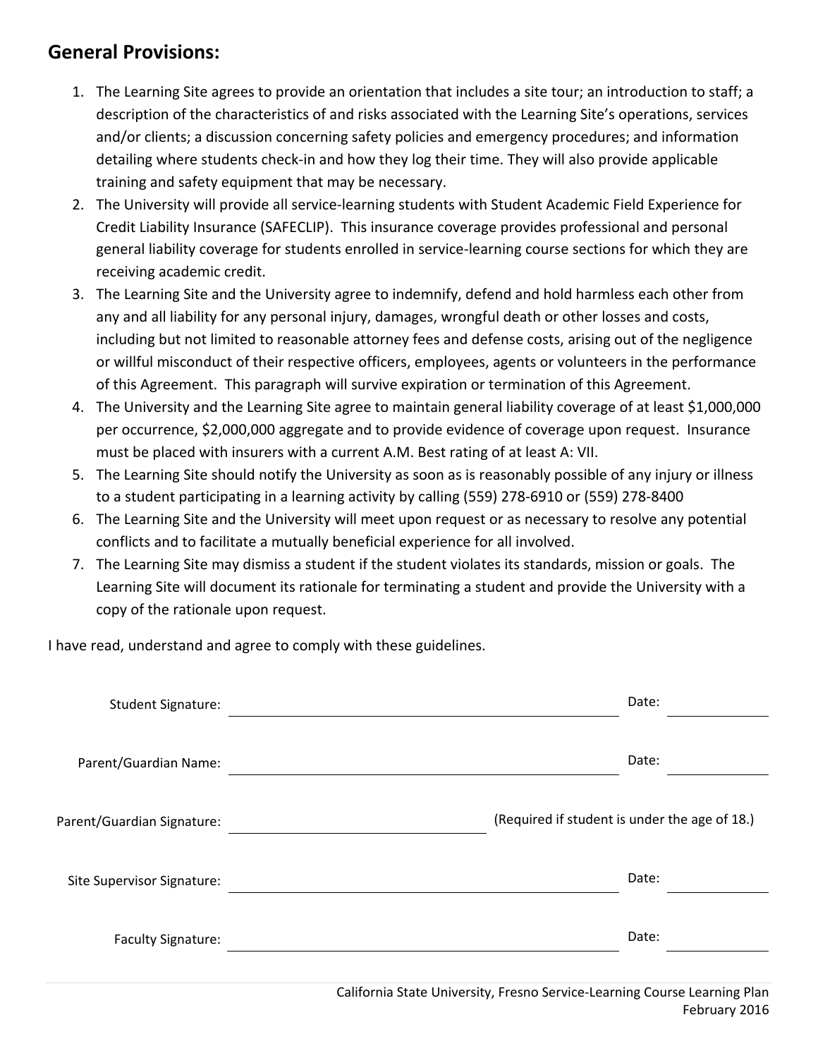## General Provisions:

1. The Learning Site agrees to provide an orientation that includes a site tour; an introduction to staff; a description of the characteristics of and risks associated with the Learning Site's operations, services and/or clients; a discussion concerning safety policies and emergency procedures; and information detailing where students check-in and how they log their time. They will also provide applicable training and safety equipment that may be necessary.
2. The University will provide all service-learning students with Student Academic Field Experience for Credit Liability Insurance (SAFECLIP). This insurance coverage provides professional and personal general liability coverage for students enrolled in service-learning course sections for which they are receiving academic credit.
3. The Learning Site and the University agree to indemnify, defend and hold harmless each other from any and all liability for any personal injury, damages, wrongful death or other losses and costs, including but not limited to reasonable attorney fees and defense costs, arising out of the negligence or willful misconduct of their respective officers, employees, agents or volunteers in the performance of this Agreement. This paragraph will survive expiration or termination of this Agreement.
4. The University and the Learning Site agree to maintain general liability coverage of at least $1,000,000 per occurrence, $2,000,000 aggregate and to provide evidence of coverage upon request. Insurance must be placed with insurers with a current A.M. Best rating of at least A: VII.
5. The Learning Site should notify the University as soon as is reasonably possible of any injury or illness to a student participating in a learning activity by calling (559) 278-6910 or (559) 278-8400
6. The Learning Site and the University will meet upon request or as necessary to resolve any potential conflicts and to facilitate a mutually beneficial experience for all involved.
7. The Learning Site may dismiss a student if the student violates its standards, mission or goals. The Learning Site will document its rationale for terminating a student and provide the University with a copy of the rationale upon request.

I have read, understand and agree to comply with these guidelines.

Student Signature: ______________________________ Date: __________

Parent/Guardian Name: ______________________________ Date: __________

Parent/Guardian Signature: ______________________________ (Required if student is under the age of 18.)

Site Supervisor Signature: ______________________________ Date: __________

Faculty Signature: ______________________________ Date: __________

California State University, Fresno Service-Learning Course Learning Plan
February 2016